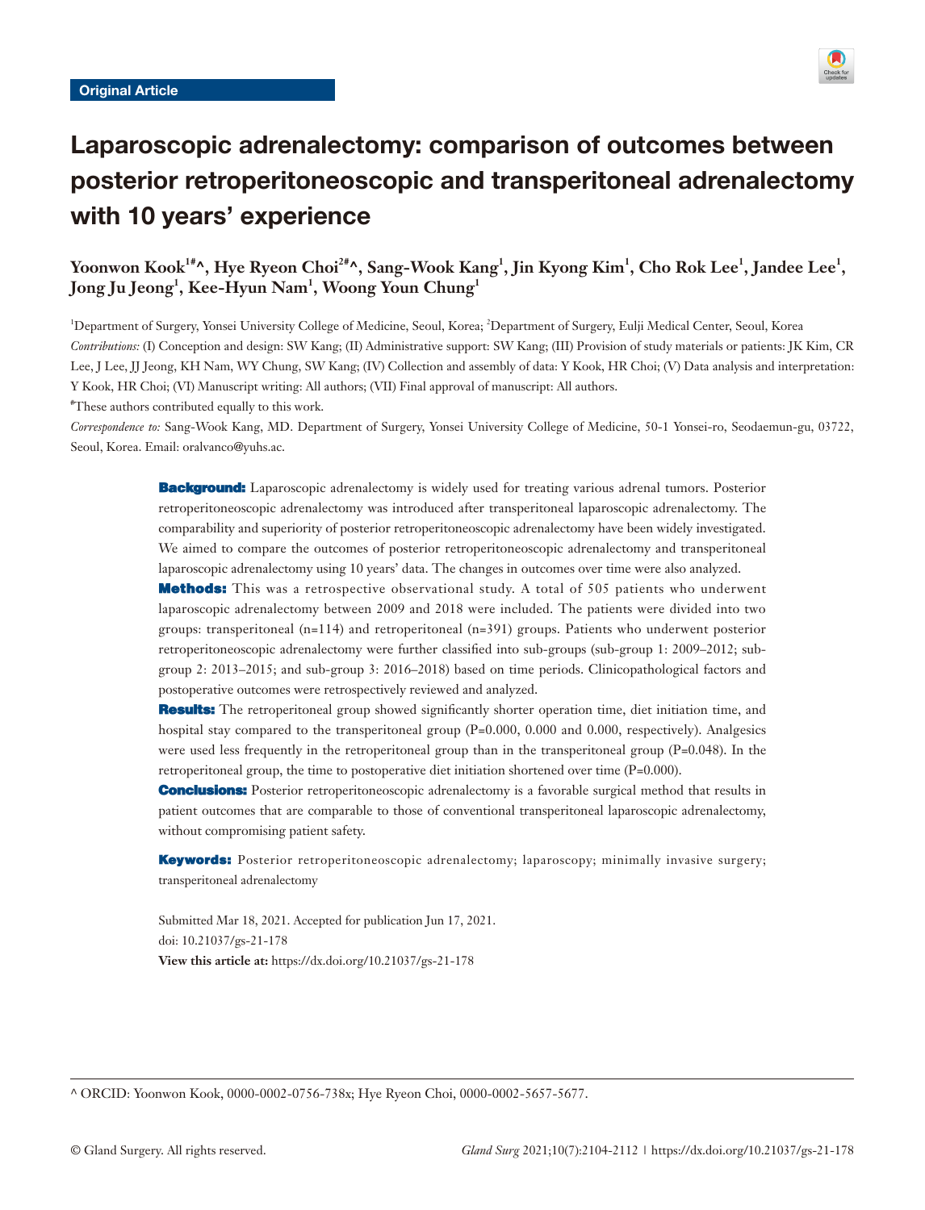Original Article

# Laparoscopic adrenalectomy: comparison of outcomes between posterior retroperitoneoscopic and transperitoneal adrenalectomy with 10 years' experience

**Yoonwon Kook[1#^], Hye Ryeon Choi[2#^], Sang-Wook Kang[1], Jin Kyong Kim[1], Cho Rok Lee[1], Jandee Lee[1], Jong Ju Jeong[1], Kee-Hyun Nam[1], Woong Youn Chung[1]**

[1]Department of Surgery, Yonsei University College of Medicine, Seoul, Korea; [2]Department of Surgery, Eulji Medical Center, Seoul, Korea

*Contributions:* (I) Conception and design: SW Kang; (II) Administrative support: SW Kang; (III) Provision of study materials or patients: JK Kim, CR Lee, J Lee, JJ Jeong, KH Nam, WY Chung, SW Kang; (IV) Collection and assembly of data: Y Kook, HR Choi; (V) Data analysis and interpretation: Y Kook, HR Choi; (VI) Manuscript writing: All authors; (VII) Final approval of manuscript: All authors.

[#]These authors contributed equally to this work.

*Correspondence to:* Sang-Wook Kang, MD. Department of Surgery, Yonsei University College of Medicine, 50-1 Yonsei-ro, Seodaemun-gu, 03722, Seoul, Korea. Email: oralvanco@yuhs.ac.

**Background:** Laparoscopic adrenalectomy is widely used for treating various adrenal tumors. Posterior retroperitoneoscopic adrenalectomy was introduced after transperitoneal laparoscopic adrenalectomy. The comparability and superiority of posterior retroperitoneoscopic adrenalectomy have been widely investigated. We aimed to compare the outcomes of posterior retroperitoneoscopic adrenalectomy and transperitoneal laparoscopic adrenalectomy using 10 years' data. The changes in outcomes over time were also analyzed.

**Methods:** This was a retrospective observational study. A total of 505 patients who underwent laparoscopic adrenalectomy between 2009 and 2018 were included. The patients were divided into two groups: transperitoneal (n=114) and retroperitoneal (n=391) groups. Patients who underwent posterior retroperitoneoscopic adrenalectomy were further classified into sub-groups (sub-group 1: 2009–2012; sub-group 2: 2013–2015; and sub-group 3: 2016–2018) based on time periods. Clinicopathological factors and postoperative outcomes were retrospectively reviewed and analyzed.

**Results:** The retroperitoneal group showed significantly shorter operation time, diet initiation time, and hospital stay compared to the transperitoneal group (P=0.000, 0.000 and 0.000, respectively). Analgesics were used less frequently in the retroperitoneal group than in the transperitoneal group (P=0.048). In the retroperitoneal group, the time to postoperative diet initiation shortened over time (P=0.000).

**Conclusions:** Posterior retroperitoneoscopic adrenalectomy is a favorable surgical method that results in patient outcomes that are comparable to those of conventional transperitoneal laparoscopic adrenalectomy, without compromising patient safety.

**Keywords:** Posterior retroperitoneoscopic adrenalectomy; laparoscopy; minimally invasive surgery; transperitoneal adrenalectomy

Submitted Mar 18, 2021. Accepted for publication Jun 17, 2021.
doi: 10.21037/gs-21-178
**View this article at:** https://dx.doi.org/10.21037/gs-21-178

^ ORCID: Yoonwon Kook, 0000-0002-0756-738x; Hye Ryeon Choi, 0000-0002-5657-5677.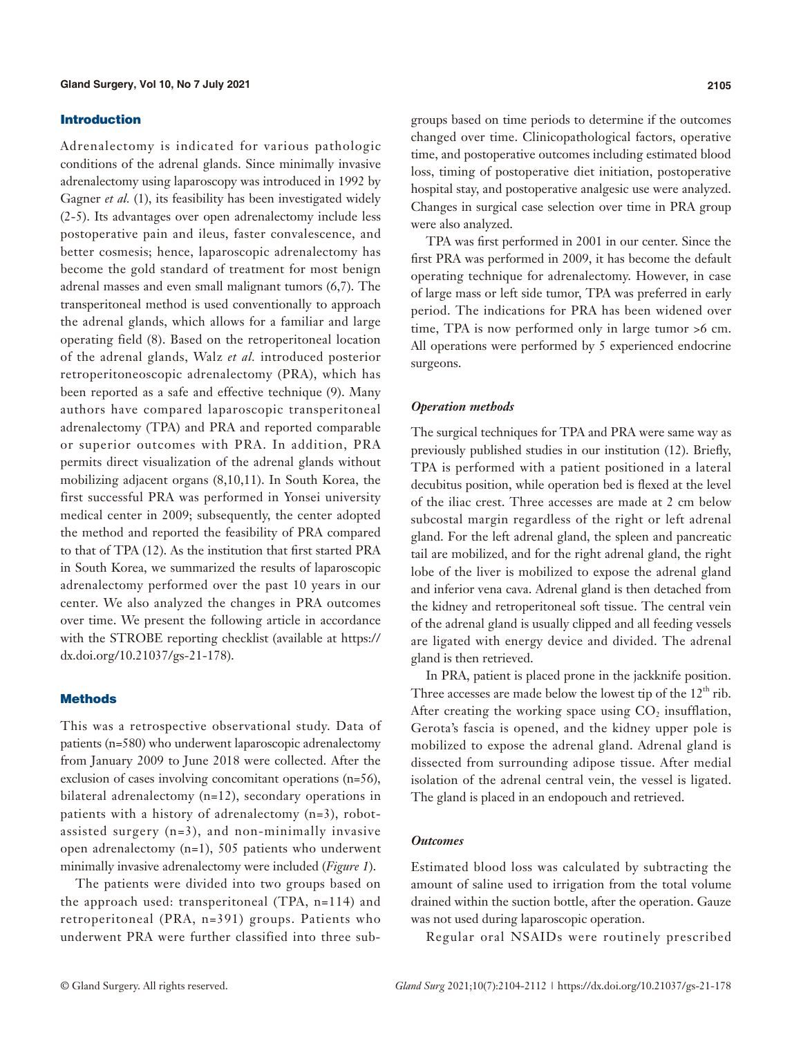## Introduction

Adrenalectomy is indicated for various pathologic conditions of the adrenal glands. Since minimally invasive adrenalectomy using laparoscopy was introduced in 1992 by Gagner *et al.* (1), its feasibility has been investigated widely (2-5). Its advantages over open adrenalectomy include less postoperative pain and ileus, faster convalescence, and better cosmesis; hence, laparoscopic adrenalectomy has become the gold standard of treatment for most benign adrenal masses and even small malignant tumors (6,7). The transperitoneal method is used conventionally to approach the adrenal glands, which allows for a familiar and large operating field (8). Based on the retroperitoneal location of the adrenal glands, Walz *et al.* introduced posterior retroperitoneoscopic adrenalectomy (PRA), which has been reported as a safe and effective technique (9). Many authors have compared laparoscopic transperitoneal adrenalectomy (TPA) and PRA and reported comparable or superior outcomes with PRA. In addition, PRA permits direct visualization of the adrenal glands without mobilizing adjacent organs (8,10,11). In South Korea, the first successful PRA was performed in Yonsei university medical center in 2009; subsequently, the center adopted the method and reported the feasibility of PRA compared to that of TPA (12). As the institution that first started PRA in South Korea, we summarized the results of laparoscopic adrenalectomy performed over the past 10 years in our center. We also analyzed the changes in PRA outcomes over time. We present the following article in accordance with the STROBE reporting checklist (available at https://dx.doi.org/10.21037/gs-21-178).

## Methods

This was a retrospective observational study. Data of patients (n=580) who underwent laparoscopic adrenalectomy from January 2009 to June 2018 were collected. After the exclusion of cases involving concomitant operations (n=56), bilateral adrenalectomy (n=12), secondary operations in patients with a history of adrenalectomy (n=3), robot-assisted surgery (n=3), and non-minimally invasive open adrenalectomy (n=1), 505 patients who underwent minimally invasive adrenalectomy were included (*Figure 1*).

The patients were divided into two groups based on the approach used: transperitoneal (TPA, n=114) and retroperitoneal (PRA, n=391) groups. Patients who underwent PRA were further classified into three subgroups based on time periods to determine if the outcomes changed over time. Clinicopathological factors, operative time, and postoperative outcomes including estimated blood loss, timing of postoperative diet initiation, postoperative hospital stay, and postoperative analgesic use were analyzed. Changes in surgical case selection over time in PRA group were also analyzed.

TPA was first performed in 2001 in our center. Since the first PRA was performed in 2009, it has become the default operating technique for adrenalectomy. However, in case of large mass or left side tumor, TPA was preferred in early period. The indications for PRA has been widened over time, TPA is now performed only in large tumor >6 cm. All operations were performed by 5 experienced endocrine surgeons.

### *Operation methods*

The surgical techniques for TPA and PRA were same way as previously published studies in our institution (12). Briefly, TPA is performed with a patient positioned in a lateral decubitus position, while operation bed is flexed at the level of the iliac crest. Three accesses are made at 2 cm below subcostal margin regardless of the right or left adrenal gland. For the left adrenal gland, the spleen and pancreatic tail are mobilized, and for the right adrenal gland, the right lobe of the liver is mobilized to expose the adrenal gland and inferior vena cava. Adrenal gland is then detached from the kidney and retroperitoneal soft tissue. The central vein of the adrenal gland is usually clipped and all feeding vessels are ligated with energy device and divided. The adrenal gland is then retrieved.

In PRA, patient is placed prone in the jackknife position. Three accesses are made below the lowest tip of the 12$^{th}$ rib. After creating the working space using $CO_2$ insufflation, Gerota's fascia is opened, and the kidney upper pole is mobilized to expose the adrenal gland. Adrenal gland is dissected from surrounding adipose tissue. After medial isolation of the adrenal central vein, the vessel is ligated. The gland is placed in an endopouch and retrieved.

### *Outcomes*

Estimated blood loss was calculated by subtracting the amount of saline used to irrigation from the total volume drained within the suction bottle, after the operation. Gauze was not used during laparoscopic operation.

Regular oral NSAIDs were routinely prescribed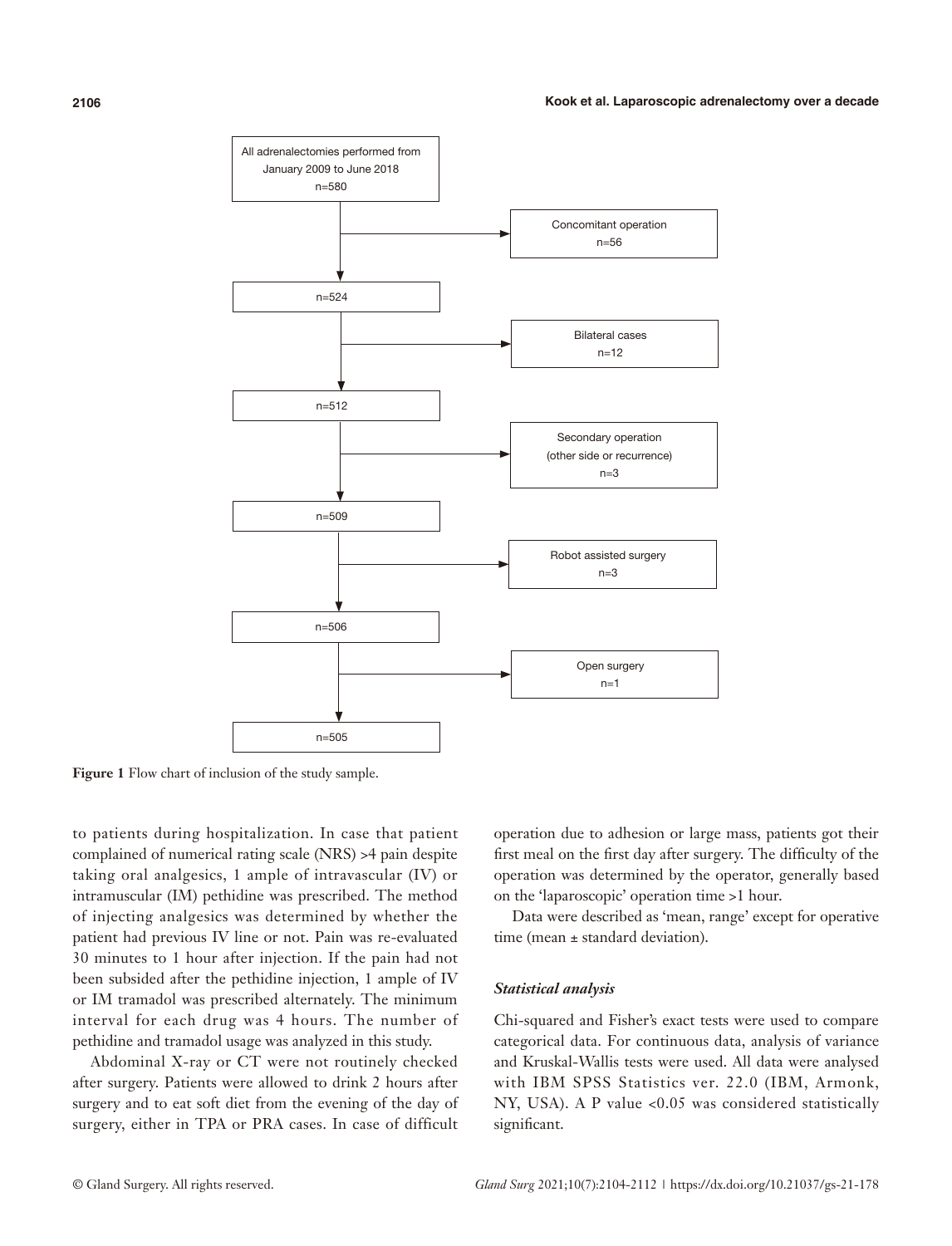All adrenalectomies performed from January 2009 to June 2018 n=580

→ Concomitant operation n=56

n=524

→ Bilateral cases n=12

n=512

→ Secondary operation (other side or recurrence) n=3

n=509

→ Robot assisted surgery n=3

n=506

→ Open surgery n=1

n=505

**Figure 1** Flow chart of inclusion of the study sample.

to patients during hospitalization. In case that patient complained of numerical rating scale (NRS) >4 pain despite taking oral analgesics, 1 ample of intravascular (IV) or intramuscular (IM) pethidine was prescribed. The method of injecting analgesics was determined by whether the patient had previous IV line or not. Pain was re-evaluated 30 minutes to 1 hour after injection. If the pain had not been subsided after the pethidine injection, 1 ample of IV or IM tramadol was prescribed alternately. The minimum interval for each drug was 4 hours. The number of pethidine and tramadol usage was analyzed in this study.

Abdominal X-ray or CT were not routinely checked after surgery. Patients were allowed to drink 2 hours after surgery and to eat soft diet from the evening of the day of surgery, either in TPA or PRA cases. In case of difficult operation due to adhesion or large mass, patients got their first meal on the first day after surgery. The difficulty of the operation was determined by the operator, generally based on the 'laparoscopic' operation time >1 hour.

Data were described as 'mean, range' except for operative time (mean ± standard deviation).

### *Statistical analysis*

Chi-squared and Fisher's exact tests were used to compare categorical data. For continuous data, analysis of variance and Kruskal-Wallis tests were used. All data were analysed with IBM SPSS Statistics ver. 22.0 (IBM, Armonk, NY, USA). A P value <0.05 was considered statistically significant.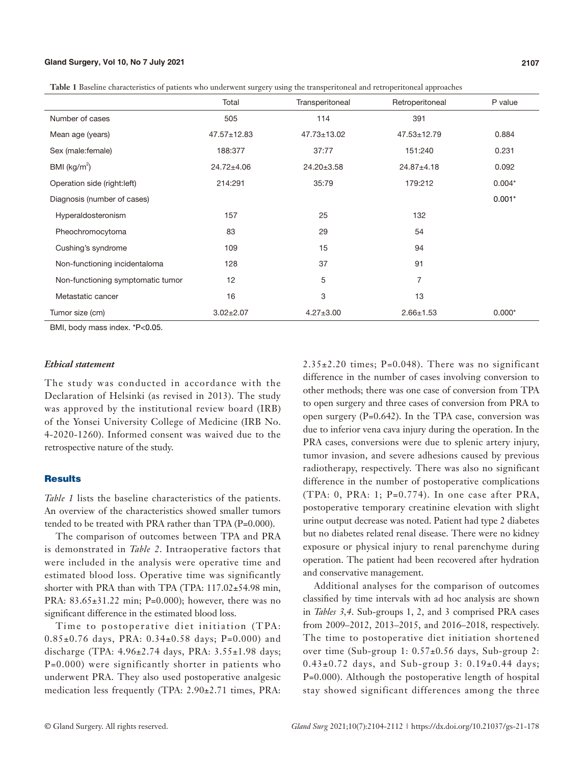**Table 1** Baseline characteristics of patients who underwent surgery using the transperitoneal and retroperitoneal approaches

| | Total | Transperitoneal | Retroperitoneal | P value |
|---|---|---|---|---|
| Number of cases | 505 | 114 | 391 | |
| Mean age (years) | 47.57±12.83 | 47.73±13.02 | 47.53±12.79 | 0.884 |
| Sex (male:female) | 188:377 | 37:77 | 151:240 | 0.231 |
| BMI (kg/m$^2$) | 24.72±4.06 | 24.20±3.58 | 24.87±4.18 | 0.092 |
| Operation side (right:left) | 214:291 | 35:79 | 179:212 | 0.004* |
| Diagnosis (number of cases) | | | | 0.001* |
| Hyperaldosteronism | 157 | 25 | 132 | |
| Pheochromocytoma | 83 | 29 | 54 | |
| Cushing's syndrome | 109 | 15 | 94 | |
| Non-functioning incidentaloma | 128 | 37 | 91 | |
| Non-functioning symptomatic tumor | 12 | 5 | 7 | |
| Metastatic cancer | 16 | 3 | 13 | |
| Tumor size (cm) | 3.02±2.07 | 4.27±3.00 | 2.66±1.53 | 0.000* |

BMI, body mass index. *P<0.05.

### *Ethical statement*

The study was conducted in accordance with the Declaration of Helsinki (as revised in 2013). The study was approved by the institutional review board (IRB) of the Yonsei University College of Medicine (IRB No. 4-2020-1260). Informed consent was waived due to the retrospective nature of the study.

## Results

*Table 1* lists the baseline characteristics of the patients. An overview of the characteristics showed smaller tumors tended to be treated with PRA rather than TPA (P=0.000).

The comparison of outcomes between TPA and PRA is demonstrated in *Table 2*. Intraoperative factors that were included in the analysis were operative time and estimated blood loss. Operative time was significantly shorter with PRA than with TPA (TPA: 117.02±54.98 min, PRA: 83.65±31.22 min; P=0.000); however, there was no significant difference in the estimated blood loss.

Time to postoperative diet initiation (TPA: 0.85±0.76 days, PRA: 0.34±0.58 days; P=0.000) and discharge (TPA: 4.96±2.74 days, PRA: 3.55±1.98 days; P=0.000) were significantly shorter in patients who underwent PRA. They also used postoperative analgesic medication less frequently (TPA: 2.90±2.71 times, PRA: 2.35±2.20 times; P=0.048). There was no significant difference in the number of cases involving conversion to other methods; there was one case of conversion from TPA to open surgery and three cases of conversion from PRA to open surgery (P=0.642). In the TPA case, conversion was due to inferior vena cava injury during the operation. In the PRA cases, conversions were due to splenic artery injury, tumor invasion, and severe adhesions caused by previous radiotherapy, respectively. There was also no significant difference in the number of postoperative complications (TPA: 0, PRA: 1; P=0.774). In one case after PRA, postoperative temporary creatinine elevation with slight urine output decrease was noted. Patient had type 2 diabetes but no diabetes related renal disease. There were no kidney exposure or physical injury to renal parenchyme during operation. The patient had been recovered after hydration and conservative management.

Additional analyses for the comparison of outcomes classified by time intervals with ad hoc analysis are shown in *Tables 3,4*. Sub-groups 1, 2, and 3 comprised PRA cases from 2009–2012, 2013–2015, and 2016–2018, respectively. The time to postoperative diet initiation shortened over time (Sub-group 1: 0.57±0.56 days, Sub-group 2: 0.43±0.72 days, and Sub-group 3: 0.19±0.44 days; P=0.000). Although the postoperative length of hospital stay showed significant differences among the three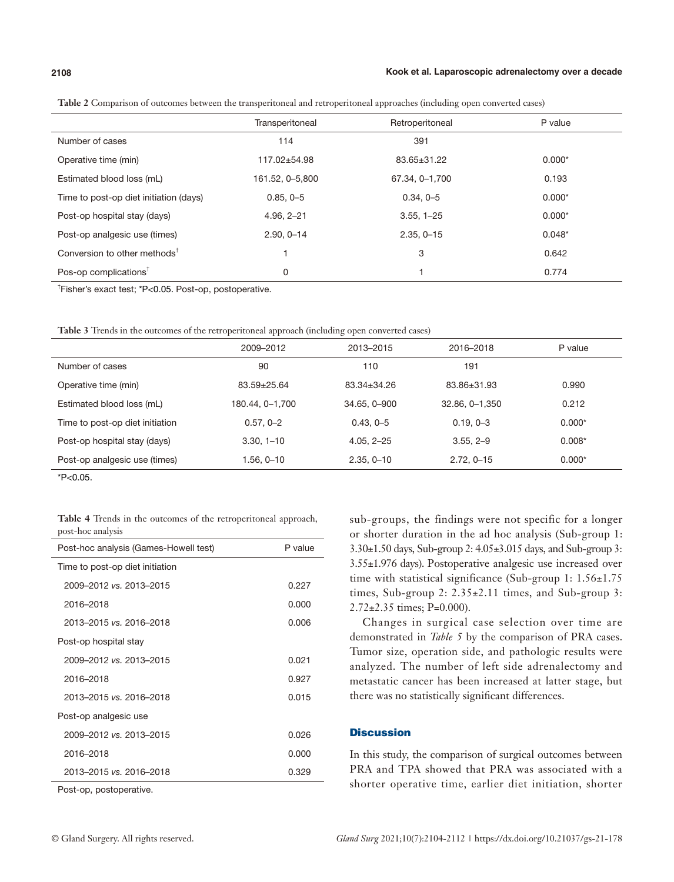**Table 2** Comparison of outcomes between the transperitoneal and retroperitoneal approaches (including open converted cases)

| | Transperitoneal | Retroperitoneal | P value |
|---|---|---|---|
| Number of cases | 114 | 391 | |
| Operative time (min) | 117.02±54.98 | 83.65±31.22 | 0.000* |
| Estimated blood loss (mL) | 161.52, 0–5,800 | 67.34, 0–1,700 | 0.193 |
| Time to post-op diet initiation (days) | 0.85, 0–5 | 0.34, 0–5 | 0.000* |
| Post-op hospital stay (days) | 4.96, 2–21 | 3.55, 1–25 | 0.000* |
| Post-op analgesic use (times) | 2.90, 0–14 | 2.35, 0–15 | 0.048* |
| Conversion to other methods† | 1 | 3 | 0.642 |
| Pos-op complications† | 0 | 1 | 0.774 |

†Fisher's exact test; *P<0.05. Post-op, postoperative.

**Table 3** Trends in the outcomes of the retroperitoneal approach (including open converted cases)

| | 2009–2012 | 2013–2015 | 2016–2018 | P value |
|---|---|---|---|---|
| Number of cases | 90 | 110 | 191 | |
| Operative time (min) | 83.59±25.64 | 83.34±34.26 | 83.86±31.93 | 0.990 |
| Estimated blood loss (mL) | 180.44, 0–1,700 | 34.65, 0–900 | 32.86, 0–1,350 | 0.212 |
| Time to post-op diet initiation | 0.57, 0–2 | 0.43, 0–5 | 0.19, 0–3 | 0.000* |
| Post-op hospital stay (days) | 3.30, 1–10 | 4.05, 2–25 | 3.55, 2–9 | 0.008* |
| Post-op analgesic use (times) | 1.56, 0–10 | 2.35, 0–10 | 2.72, 0–15 | 0.000* |

*P<0.05.

**Table 4** Trends in the outcomes of the retroperitoneal approach, post-hoc analysis

| Post-hoc analysis (Games-Howell test) | P value |
|---|---|
| Time to post-op diet initiation | |
| 2009–2012 *vs.* 2013–2015 | 0.227 |
| 2016–2018 | 0.000 |
| 2013–2015 *vs.* 2016–2018 | 0.006 |
| Post-op hospital stay | |
| 2009–2012 *vs.* 2013–2015 | 0.021 |
| 2016–2018 | 0.927 |
| 2013–2015 *vs.* 2016–2018 | 0.015 |
| Post-op analgesic use | |
| 2009–2012 *vs.* 2013–2015 | 0.026 |
| 2016–2018 | 0.000 |
| 2013–2015 *vs.* 2016–2018 | 0.329 |

Post-op, postoperative.

sub-groups, the findings were not specific for a longer or shorter duration in the ad hoc analysis (Sub-group 1: 3.30±1.50 days, Sub-group 2: 4.05±3.015 days, and Sub-group 3: 3.55±1.976 days). Postoperative analgesic use increased over time with statistical significance (Sub-group 1: 1.56±1.75 times, Sub-group 2: 2.35±2.11 times, and Sub-group 3: 2.72±2.35 times; P=0.000).

Changes in surgical case selection over time are demonstrated in *Table 5* by the comparison of PRA cases. Tumor size, operation side, and pathologic results were analyzed. The number of left side adrenalectomy and metastatic cancer has been increased at latter stage, but there was no statistically significant differences.

## Discussion

In this study, the comparison of surgical outcomes between PRA and TPA showed that PRA was associated with a shorter operative time, earlier diet initiation, shorter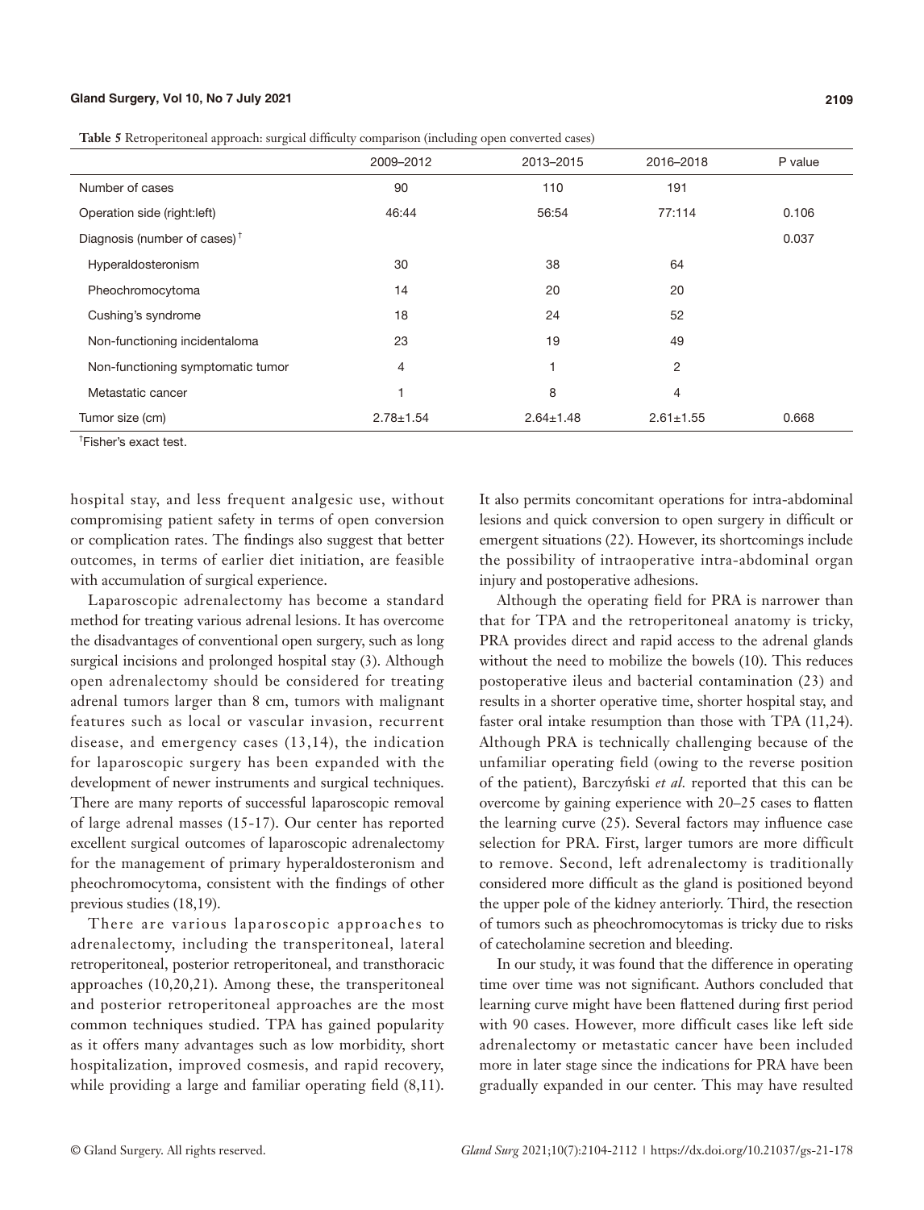**Table 5** Retroperitoneal approach: surgical difficulty comparison (including open converted cases)

| | 2009–2012 | 2013–2015 | 2016–2018 | P value |
|---|---|---|---|---|
| Number of cases | 90 | 110 | 191 | |
| Operation side (right:left) | 46:44 | 56:54 | 77:114 | 0.106 |
| Diagnosis (number of cases)[†] | | | | 0.037 |
| Hyperaldosteronism | 30 | 38 | 64 | |
| Pheochromocytoma | 14 | 20 | 20 | |
| Cushing's syndrome | 18 | 24 | 52 | |
| Non-functioning incidentaloma | 23 | 19 | 49 | |
| Non-functioning symptomatic tumor | 4 | 1 | 2 | |
| Metastatic cancer | 1 | 8 | 4 | |
| Tumor size (cm) | 2.78±1.54 | 2.64±1.48 | 2.61±1.55 | 0.668 |

[†]Fisher's exact test.

hospital stay, and less frequent analgesic use, without compromising patient safety in terms of open conversion or complication rates. The findings also suggest that better outcomes, in terms of earlier diet initiation, are feasible with accumulation of surgical experience.

Laparoscopic adrenalectomy has become a standard method for treating various adrenal lesions. It has overcome the disadvantages of conventional open surgery, such as long surgical incisions and prolonged hospital stay (3). Although open adrenalectomy should be considered for treating adrenal tumors larger than 8 cm, tumors with malignant features such as local or vascular invasion, recurrent disease, and emergency cases (13,14), the indication for laparoscopic surgery has been expanded with the development of newer instruments and surgical techniques. There are many reports of successful laparoscopic removal of large adrenal masses (15-17). Our center has reported excellent surgical outcomes of laparoscopic adrenalectomy for the management of primary hyperaldosteronism and pheochromocytoma, consistent with the findings of other previous studies (18,19).

There are various laparoscopic approaches to adrenalectomy, including the transperitoneal, lateral retroperitoneal, posterior retroperitoneal, and transthoracic approaches (10,20,21). Among these, the transperitoneal and posterior retroperitoneal approaches are the most common techniques studied. TPA has gained popularity as it offers many advantages such as low morbidity, short hospitalization, improved cosmesis, and rapid recovery, while providing a large and familiar operating field (8,11). It also permits concomitant operations for intra-abdominal lesions and quick conversion to open surgery in difficult or emergent situations (22). However, its shortcomings include the possibility of intraoperative intra-abdominal organ injury and postoperative adhesions.

Although the operating field for PRA is narrower than that for TPA and the retroperitoneal anatomy is tricky, PRA provides direct and rapid access to the adrenal glands without the need to mobilize the bowels (10). This reduces postoperative ileus and bacterial contamination (23) and results in a shorter operative time, shorter hospital stay, and faster oral intake resumption than those with TPA (11,24). Although PRA is technically challenging because of the unfamiliar operating field (owing to the reverse position of the patient), Barczyński *et al.* reported that this can be overcome by gaining experience with 20–25 cases to flatten the learning curve (25). Several factors may influence case selection for PRA. First, larger tumors are more difficult to remove. Second, left adrenalectomy is traditionally considered more difficult as the gland is positioned beyond the upper pole of the kidney anteriorly. Third, the resection of tumors such as pheochromocytomas is tricky due to risks of catecholamine secretion and bleeding.

In our study, it was found that the difference in operating time over time was not significant. Authors concluded that learning curve might have been flattened during first period with 90 cases. However, more difficult cases like left side adrenalectomy or metastatic cancer have been included more in later stage since the indications for PRA have been gradually expanded in our center. This may have resulted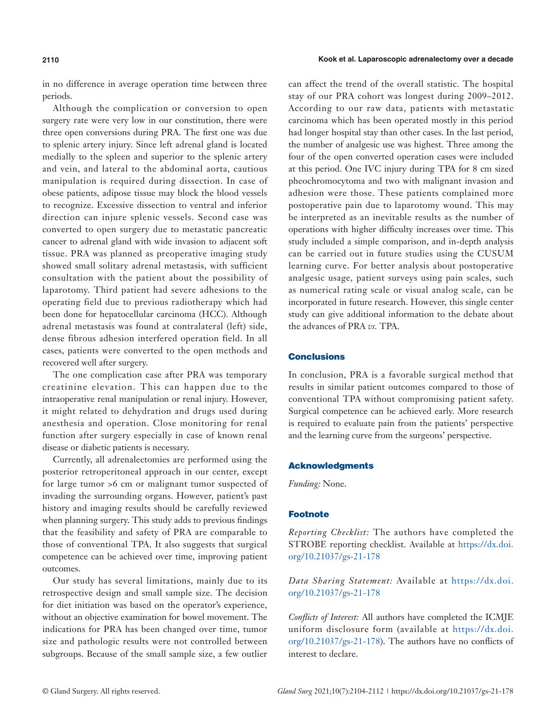in no difference in average operation time between three periods.

Although the complication or conversion to open surgery rate were very low in our constitution, there were three open conversions during PRA. The first one was due to splenic artery injury. Since left adrenal gland is located medially to the spleen and superior to the splenic artery and vein, and lateral to the abdominal aorta, cautious manipulation is required during dissection. In case of obese patients, adipose tissue may block the blood vessels to recognize. Excessive dissection to ventral and inferior direction can injure splenic vessels. Second case was converted to open surgery due to metastatic pancreatic cancer to adrenal gland with wide invasion to adjacent soft tissue. PRA was planned as preoperative imaging study showed small solitary adrenal metastasis, with sufficient consultation with the patient about the possibility of laparotomy. Third patient had severe adhesions to the operating field due to previous radiotherapy which had been done for hepatocellular carcinoma (HCC). Although adrenal metastasis was found at contralateral (left) side, dense fibrous adhesion interfered operation field. In all cases, patients were converted to the open methods and recovered well after surgery.

The one complication case after PRA was temporary creatinine elevation. This can happen due to the intraoperative renal manipulation or renal injury. However, it might related to dehydration and drugs used during anesthesia and operation. Close monitoring for renal function after surgery especially in case of known renal disease or diabetic patients is necessary.

Currently, all adrenalectomies are performed using the posterior retroperitoneal approach in our center, except for large tumor >6 cm or malignant tumor suspected of invading the surrounding organs. However, patient's past history and imaging results should be carefully reviewed when planning surgery. This study adds to previous findings that the feasibility and safety of PRA are comparable to those of conventional TPA. It also suggests that surgical competence can be achieved over time, improving patient outcomes.

Our study has several limitations, mainly due to its retrospective design and small sample size. The decision for diet initiation was based on the operator's experience, without an objective examination for bowel movement. The indications for PRA has been changed over time, tumor size and pathologic results were not controlled between subgroups. Because of the small sample size, a few outlier can affect the trend of the overall statistic. The hospital stay of our PRA cohort was longest during 2009–2012. According to our raw data, patients with metastatic carcinoma which has been operated mostly in this period had longer hospital stay than other cases. In the last period, the number of analgesic use was highest. Three among the four of the open converted operation cases were included at this period. One IVC injury during TPA for 8 cm sized pheochromocytoma and two with malignant invasion and adhesion were those. These patients complained more postoperative pain due to laparotomy wound. This may be interpreted as an inevitable results as the number of operations with higher difficulty increases over time. This study included a simple comparison, and in-depth analysis can be carried out in future studies using the CUSUM learning curve. For better analysis about postoperative analgesic usage, patient surveys using pain scales, such as numerical rating scale or visual analog scale, can be incorporated in future research. However, this single center study can give additional information to the debate about the advances of PRA *vs.* TPA.

## Conclusions

In conclusion, PRA is a favorable surgical method that results in similar patient outcomes compared to those of conventional TPA without compromising patient safety. Surgical competence can be achieved early. More research is required to evaluate pain from the patients' perspective and the learning curve from the surgeons' perspective.

## Acknowledgments

*Funding:* None.

## Footnote

*Reporting Checklist:* The authors have completed the STROBE reporting checklist. Available at https://dx.doi.org/10.21037/gs-21-178

*Data Sharing Statement:* Available at https://dx.doi.org/10.21037/gs-21-178

*Conflicts of Interest:* All authors have completed the ICMJE uniform disclosure form (available at https://dx.doi.org/10.21037/gs-21-178). The authors have no conflicts of interest to declare.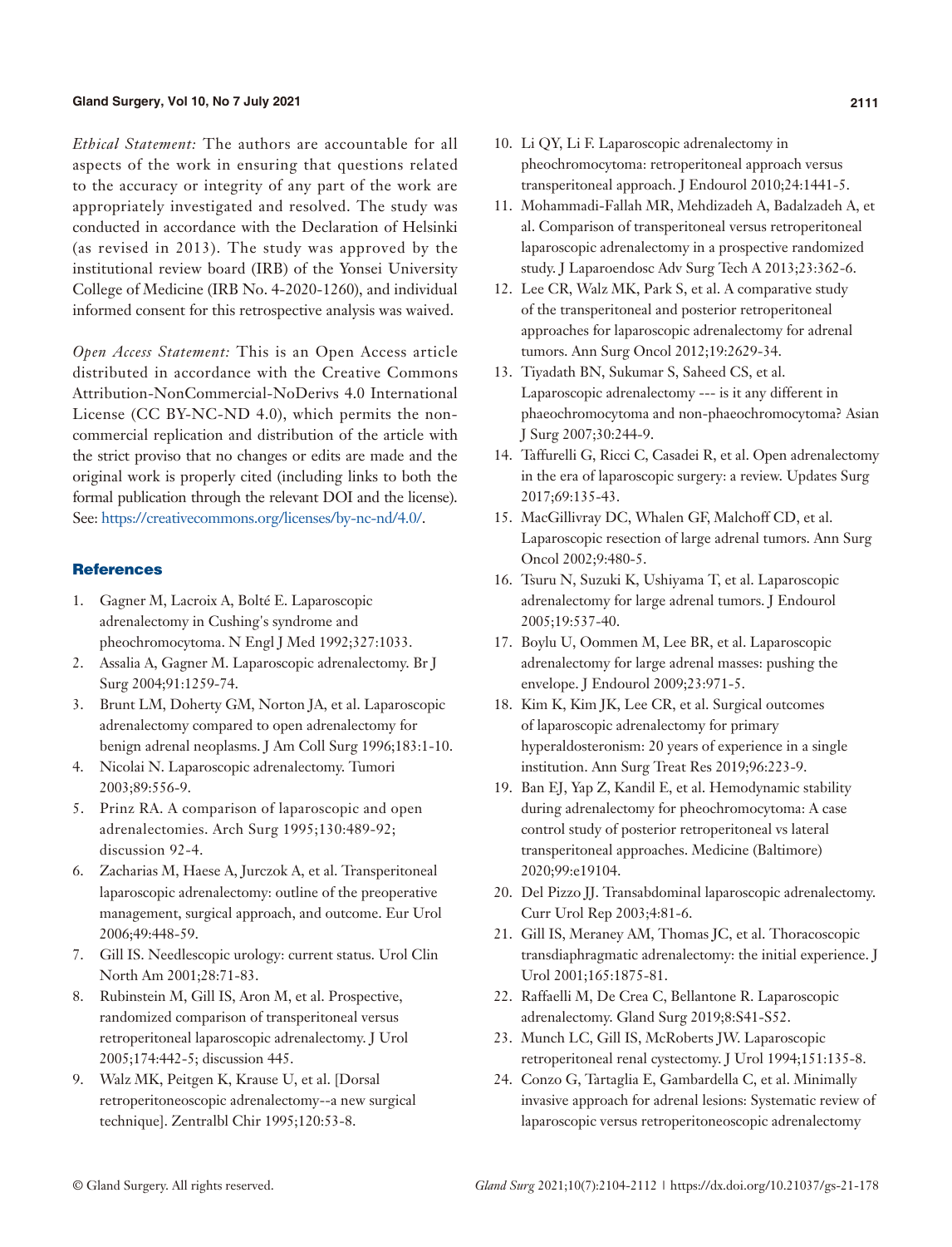*Ethical Statement:* The authors are accountable for all aspects of the work in ensuring that questions related to the accuracy or integrity of any part of the work are appropriately investigated and resolved. The study was conducted in accordance with the Declaration of Helsinki (as revised in 2013). The study was approved by the institutional review board (IRB) of the Yonsei University College of Medicine (IRB No. 4-2020-1260), and individual informed consent for this retrospective analysis was waived.

*Open Access Statement:* This is an Open Access article distributed in accordance with the Creative Commons Attribution-NonCommercial-NoDerivs 4.0 International License (CC BY-NC-ND 4.0), which permits the non-commercial replication and distribution of the article with the strict proviso that no changes or edits are made and the original work is properly cited (including links to both the formal publication through the relevant DOI and the license). See: https://creativecommons.org/licenses/by-nc-nd/4.0/.

## References

1. Gagner M, Lacroix A, Bolté E. Laparoscopic adrenalectomy in Cushing's syndrome and pheochromocytoma. N Engl J Med 1992;327:1033.
2. Assalia A, Gagner M. Laparoscopic adrenalectomy. Br J Surg 2004;91:1259-74.
3. Brunt LM, Doherty GM, Norton JA, et al. Laparoscopic adrenalectomy compared to open adrenalectomy for benign adrenal neoplasms. J Am Coll Surg 1996;183:1-10.
4. Nicolai N. Laparoscopic adrenalectomy. Tumori 2003;89:556-9.
5. Prinz RA. A comparison of laparoscopic and open adrenalectomies. Arch Surg 1995;130:489-92; discussion 92-4.
6. Zacharias M, Haese A, Jurczok A, et al. Transperitoneal laparoscopic adrenalectomy: outline of the preoperative management, surgical approach, and outcome. Eur Urol 2006;49:448-59.
7. Gill IS. Needlescopic urology: current status. Urol Clin North Am 2001;28:71-83.
8. Rubinstein M, Gill IS, Aron M, et al. Prospective, randomized comparison of transperitoneal versus retroperitoneal laparoscopic adrenalectomy. J Urol 2005;174:442-5; discussion 445.
9. Walz MK, Peitgen K, Krause U, et al. [Dorsal retroperitoneoscopic adrenalectomy--a new surgical technique]. Zentralbl Chir 1995;120:53-8.
10. Li QY, Li F. Laparoscopic adrenalectomy in pheochromocytoma: retroperitoneal approach versus transperitoneal approach. J Endourol 2010;24:1441-5.
11. Mohammadi-Fallah MR, Mehdizadeh A, Badalzadeh A, et al. Comparison of transperitoneal versus retroperitoneal laparoscopic adrenalectomy in a prospective randomized study. J Laparoendosc Adv Surg Tech A 2013;23:362-6.
12. Lee CR, Walz MK, Park S, et al. A comparative study of the transperitoneal and posterior retroperitoneal approaches for laparoscopic adrenalectomy for adrenal tumors. Ann Surg Oncol 2012;19:2629-34.
13. Tiyadath BN, Sukumar S, Saheed CS, et al. Laparoscopic adrenalectomy --- is it any different in phaeochromocytoma and non-phaeochromocytoma? Asian J Surg 2007;30:244-9.
14. Taffurelli G, Ricci C, Casadei R, et al. Open adrenalectomy in the era of laparoscopic surgery: a review. Updates Surg 2017;69:135-43.
15. MacGillivray DC, Whalen GF, Malchoff CD, et al. Laparoscopic resection of large adrenal tumors. Ann Surg Oncol 2002;9:480-5.
16. Tsuru N, Suzuki K, Ushiyama T, et al. Laparoscopic adrenalectomy for large adrenal tumors. J Endourol 2005;19:537-40.
17. Boylu U, Oommen M, Lee BR, et al. Laparoscopic adrenalectomy for large adrenal masses: pushing the envelope. J Endourol 2009;23:971-5.
18. Kim K, Kim JK, Lee CR, et al. Surgical outcomes of laparoscopic adrenalectomy for primary hyperaldosteronism: 20 years of experience in a single institution. Ann Surg Treat Res 2019;96:223-9.
19. Ban EJ, Yap Z, Kandil E, et al. Hemodynamic stability during adrenalectomy for pheochromocytoma: A case control study of posterior retroperitoneal vs lateral transperitoneal approaches. Medicine (Baltimore) 2020;99:e19104.
20. Del Pizzo JJ. Transabdominal laparoscopic adrenalectomy. Curr Urol Rep 2003;4:81-6.
21. Gill IS, Meraney AM, Thomas JC, et al. Thoracoscopic transdiaphragmatic adrenalectomy: the initial experience. J Urol 2001;165:1875-81.
22. Raffaelli M, De Crea C, Bellantone R. Laparoscopic adrenalectomy. Gland Surg 2019;8:S41-S52.
23. Munch LC, Gill IS, McRoberts JW. Laparoscopic retroperitoneal renal cystectomy. J Urol 1994;151:135-8.
24. Conzo G, Tartaglia E, Gambardella C, et al. Minimally invasive approach for adrenal lesions: Systematic review of laparoscopic versus retroperitoneoscopic adrenalectomy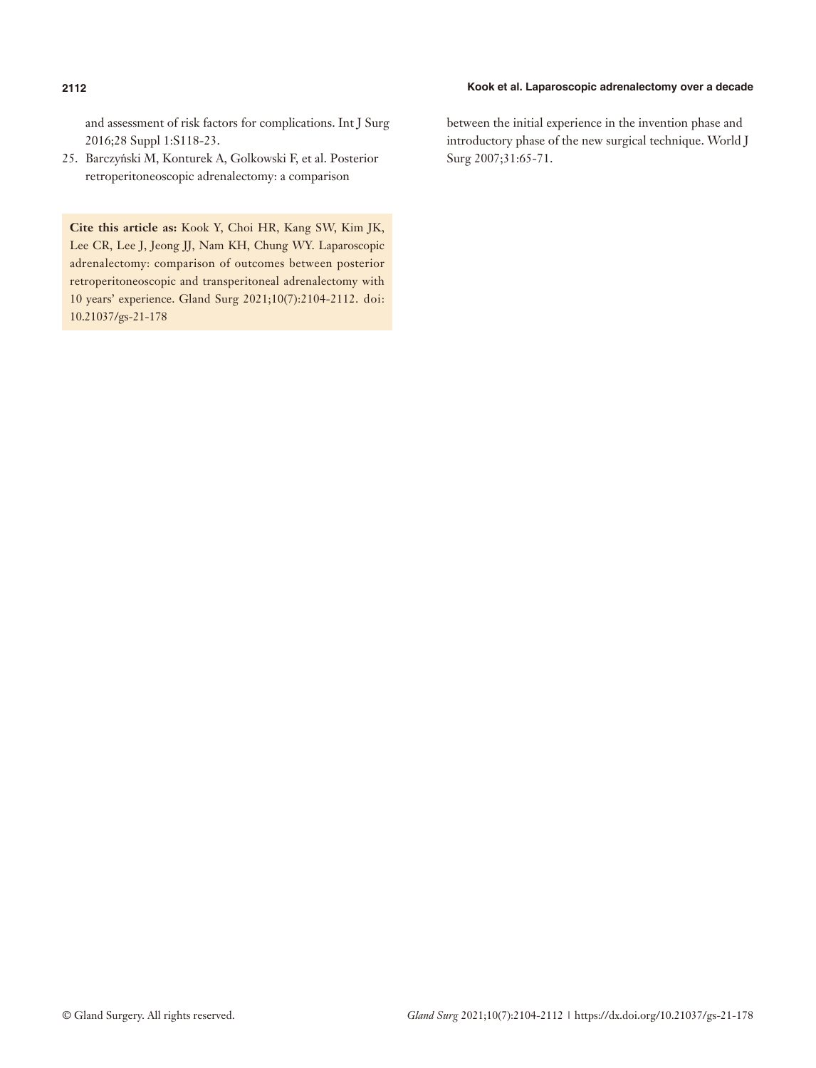and assessment of risk factors for complications. Int J Surg 2016;28 Suppl 1:S118-23.

25. Barczyński M, Konturek A, Golkowski F, et al. Posterior retroperitoneoscopic adrenalectomy: a comparison between the initial experience in the invention phase and introductory phase of the new surgical technique. World J Surg 2007;31:65-71.

**Cite this article as:** Kook Y, Choi HR, Kang SW, Kim JK, Lee CR, Lee J, Jeong JJ, Nam KH, Chung WY. Laparoscopic adrenalectomy: comparison of outcomes between posterior retroperitoneoscopic and transperitoneal adrenalectomy with 10 years' experience. Gland Surg 2021;10(7):2104-2112. doi: 10.21037/gs-21-178